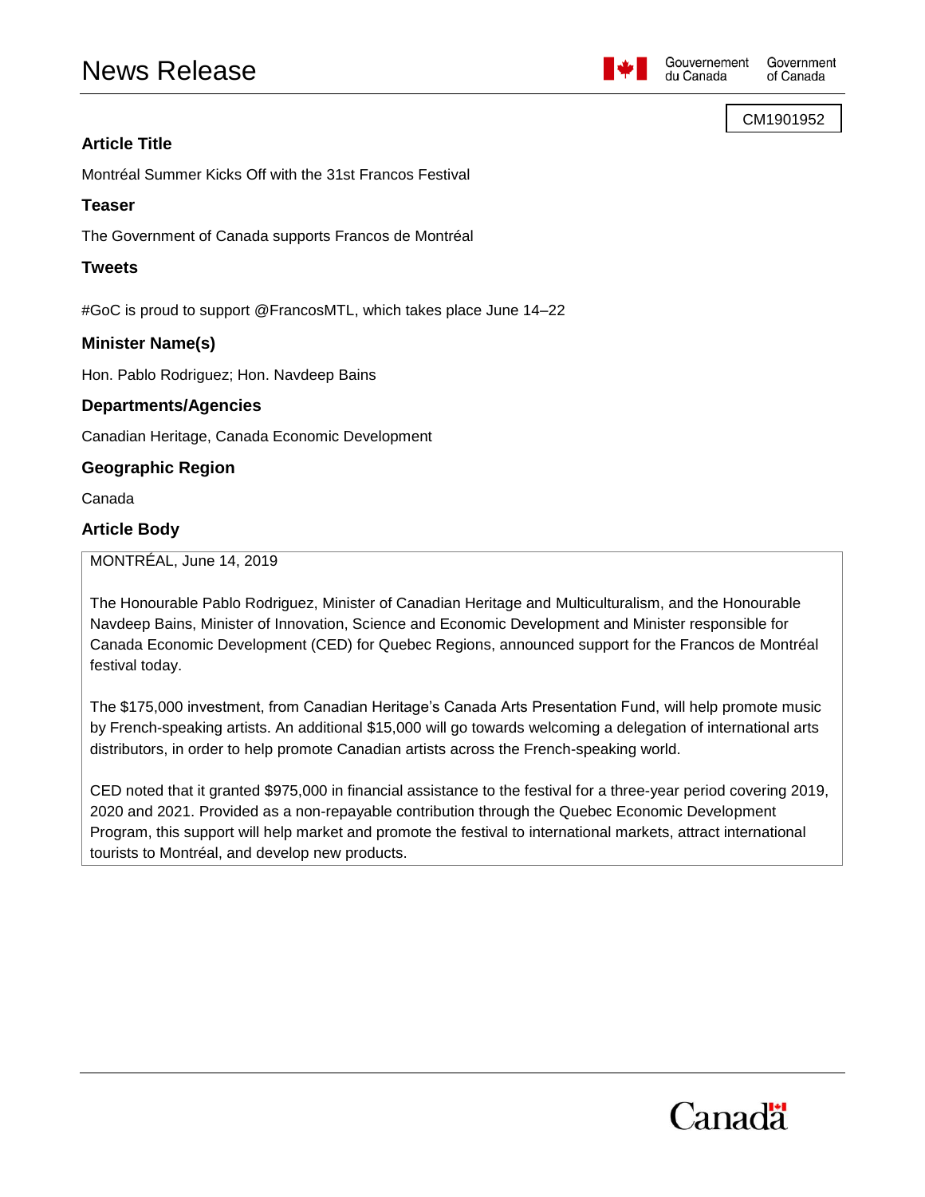# News Release

CM1901952

## Article Title

Montréal Summer Kicks Off with the 31st Francos Festival

## Teaser

The Government of Canada supports Francos de Montréal

## Tweets

#GoC is proud to support @FrancosMTL, which takes place June 14–22

## Minister Name(s)

Hon. Pablo Rodriguez; Hon. Navdeep Bains

## Departments/Agencies

Canadian Heritage, Canada Economic Development

## Geographic Region

Canada

## Article Body

MONTRÉAL, June 14, 2019

The Honourable Pablo Rodriguez, Minister of Canadian Heritage and Multiculturalism, and the Honourable Navdeep Bains, Minister of Innovation, Science and Economic Development and Minister responsible for Canada Economic Development (CED) for Quebec Regions, announced support for the Francos de Montréal festival today.

The $175,000 investment, from Canadian Heritage's Canada Arts Presentation Fund, will help promote music by French-speaking artists. An additional $15,000 will go towards welcoming a delegation of international arts distributors, in order to help promote Canadian artists across the French-speaking world.

CED noted that it granted $975,000 in financial assistance to the festival for a three-year period covering 2019, 2020 and 2021. Provided as a non-repayable contribution through the Quebec Economic Development Program, this support will help market and promote the festival to international markets, attract international tourists to Montréal, and develop new products.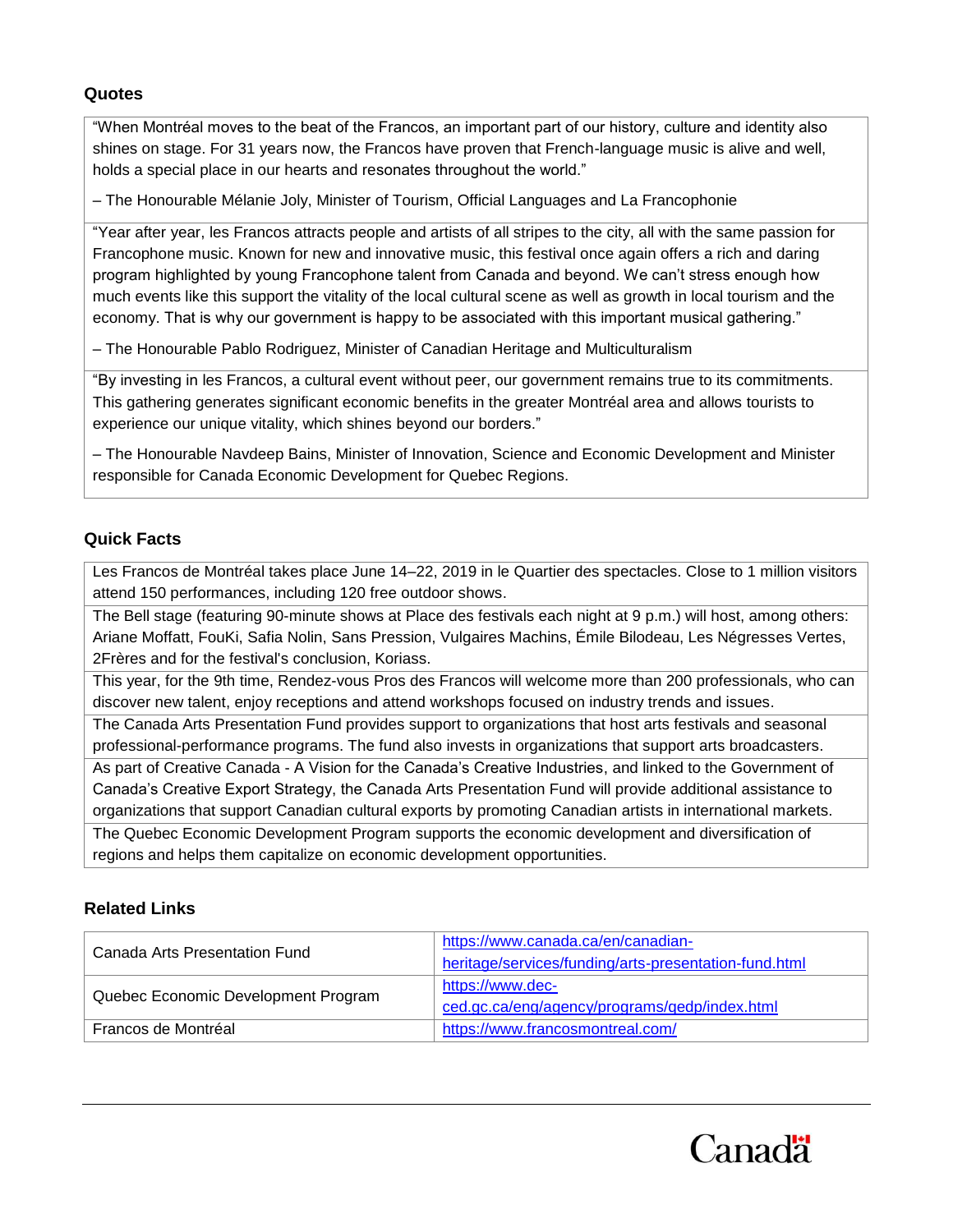## Quotes

"When Montréal moves to the beat of the Francos, an important part of our history, culture and identity also shines on stage. For 31 years now, the Francos have proven that French-language music is alive and well, holds a special place in our hearts and resonates throughout the world."

– The Honourable Mélanie Joly, Minister of Tourism, Official Languages and La Francophonie

"Year after year, les Francos attracts people and artists of all stripes to the city, all with the same passion for Francophone music. Known for new and innovative music, this festival once again offers a rich and daring program highlighted by young Francophone talent from Canada and beyond. We can't stress enough how much events like this support the vitality of the local cultural scene as well as growth in local tourism and the economy. That is why our government is happy to be associated with this important musical gathering."

– The Honourable Pablo Rodriguez, Minister of Canadian Heritage and Multiculturalism

"By investing in les Francos, a cultural event without peer, our government remains true to its commitments. This gathering generates significant economic benefits in the greater Montréal area and allows tourists to experience our unique vitality, which shines beyond our borders."

– The Honourable Navdeep Bains, Minister of Innovation, Science and Economic Development and Minister responsible for Canada Economic Development for Quebec Regions.

## Quick Facts

- Les Francos de Montréal takes place June 14–22, 2019 in le Quartier des spectacles. Close to 1 million visitors attend 150 performances, including 120 free outdoor shows.
- The Bell stage (featuring 90-minute shows at Place des festivals each night at 9 p.m.) will host, among others: Ariane Moffatt, FouKi, Safia Nolin, Sans Pression, Vulgaires Machins, Émile Bilodeau, Les Négresses Vertes, 2Frères and for the festival's conclusion, Koriass.
- This year, for the 9th time, Rendez-vous Pros des Francos will welcome more than 200 professionals, who can discover new talent, enjoy receptions and attend workshops focused on industry trends and issues.
- The Canada Arts Presentation Fund provides support to organizations that host arts festivals and seasonal professional-performance programs. The fund also invests in organizations that support arts broadcasters.
- As part of Creative Canada - A Vision for the Canada's Creative Industries, and linked to the Government of Canada's Creative Export Strategy, the Canada Arts Presentation Fund will provide additional assistance to organizations that support Canadian cultural exports by promoting Canadian artists in international markets.
- The Quebec Economic Development Program supports the economic development and diversification of regions and helps them capitalize on economic development opportunities.

## Related Links

| | |
|---|---|
| Canada Arts Presentation Fund | https://www.canada.ca/en/canadian-heritage/services/funding/arts-presentation-fund.html |
| Quebec Economic Development Program | https://www.dec-ced.gc.ca/eng/agency/programs/qedp/index.html |
| Francos de Montréal | https://www.francosmontreal.com/ |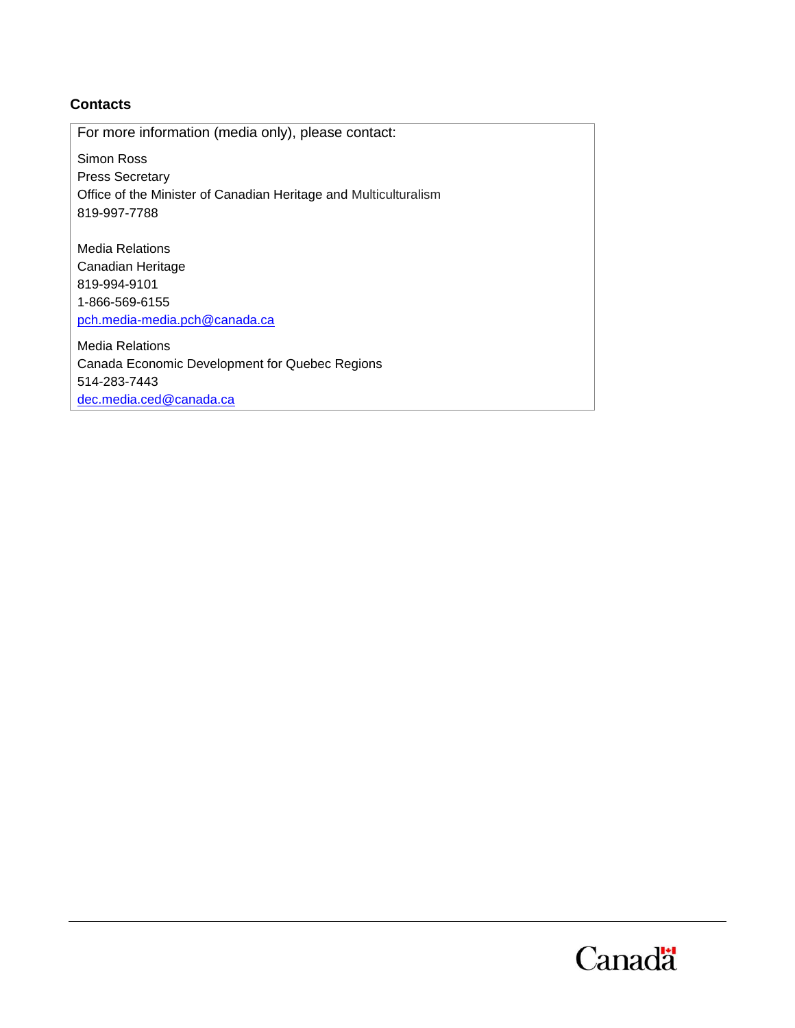**Contacts**

For more information (media only), please contact:

Simon Ross
Press Secretary
Office of the Minister of Canadian Heritage and Multiculturalism
819-997-7788

Media Relations
Canadian Heritage
819-994-9101
1-866-569-6155
pch.media-media.pch@canada.ca

Media Relations
Canada Economic Development for Quebec Regions
514-283-7443
dec.media.ced@canada.ca